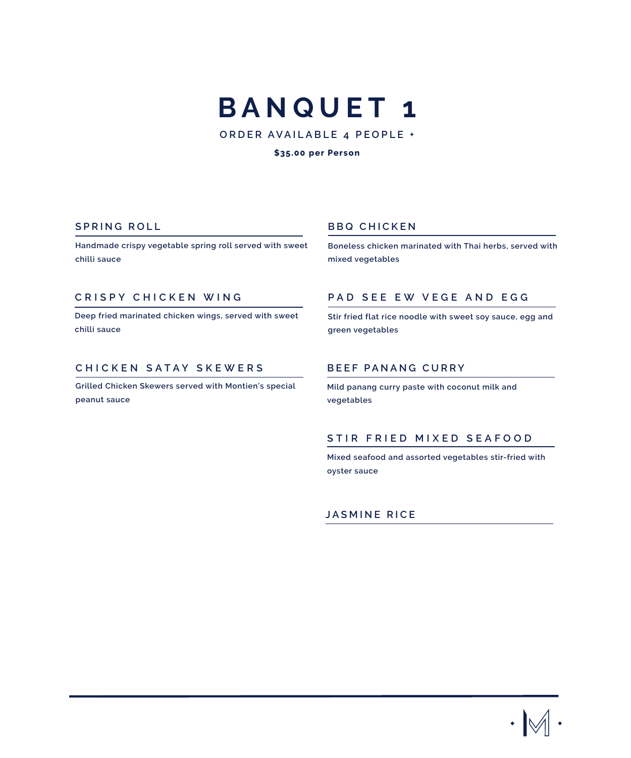# BANQUET 1

ORDER AVAILABLE 4 PEOPLE +

**$35.00 per Person**

### SPRING ROLL

Handmade crispy vegetable spring roll served with sweet chilli sauce

### CRISPY CHICKEN WING

Deep fried marinated chicken wings, served with sweet chilli sauce

### CHICKEN SATAY SKEWERS

Grilled Chicken Skewers served with Montien's special peanut sauce

### BBQ CHICKEN

Boneless chicken marinated with Thai herbs, served with mixed vegetables

### PAD SEE EW VEGE AND EGG

Stir fried flat rice noodle with sweet soy sauce, egg and green vegetables

### BEEF PANANG CURRY

Mild panang curry paste with coconut milk and vegetables

### STIR FRIED MIXED SEAFOOD

Mixed seafood and assorted vegetables stir-fried with oyster sauce

### JASMINE RICE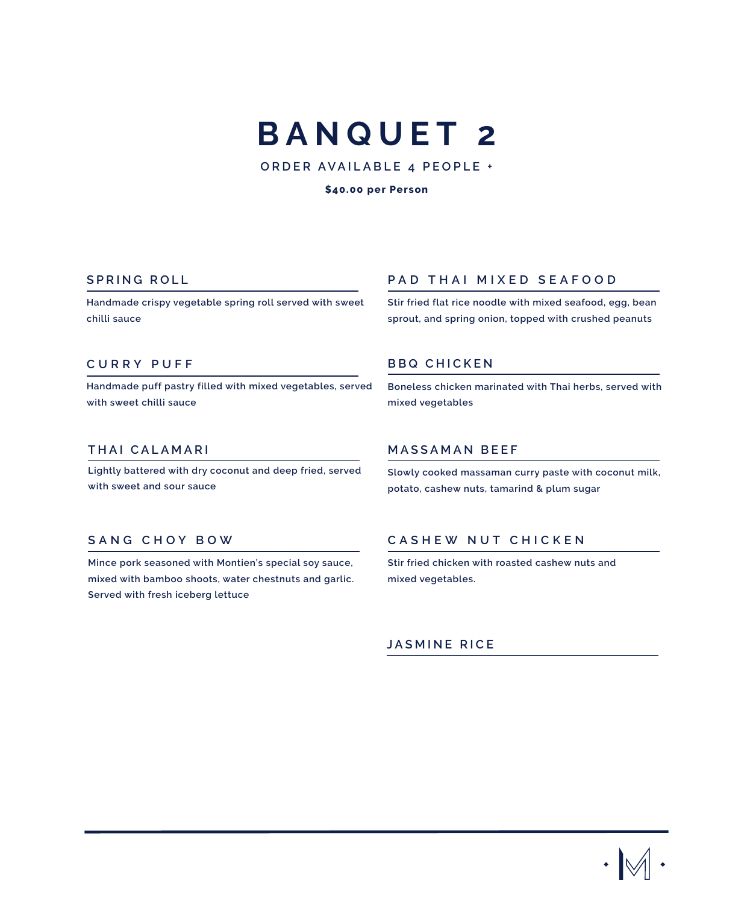# BANQUET 2

ORDER AVAILABLE 4 PEOPLE +

**$40.00 per Person**

### SPRING ROLL

Handmade crispy vegetable spring roll served with sweet chilli sauce

### CURRY PUFF

Handmade puff pastry filled with mixed vegetables, served with sweet chilli sauce

### THAI CALAMARI

Lightly battered with dry coconut and deep fried, served with sweet and sour sauce

### SANG CHOY BOW

Mince pork seasoned with Montien's special soy sauce, mixed with bamboo shoots, water chestnuts and garlic. Served with fresh iceberg lettuce

### PAD THAI MIXED SEAFOOD

Stir fried flat rice noodle with mixed seafood, egg, bean sprout, and spring onion, topped with crushed peanuts

### BBQ CHICKEN

Boneless chicken marinated with Thai herbs, served with mixed vegetables

### MASSAMAN BEEF

Slowly cooked massaman curry paste with coconut milk, potato, cashew nuts, tamarind & plum sugar

### CASHEW NUT CHICKEN

Stir fried chicken with roasted cashew nuts and mixed vegetables.

### JASMINE RICE